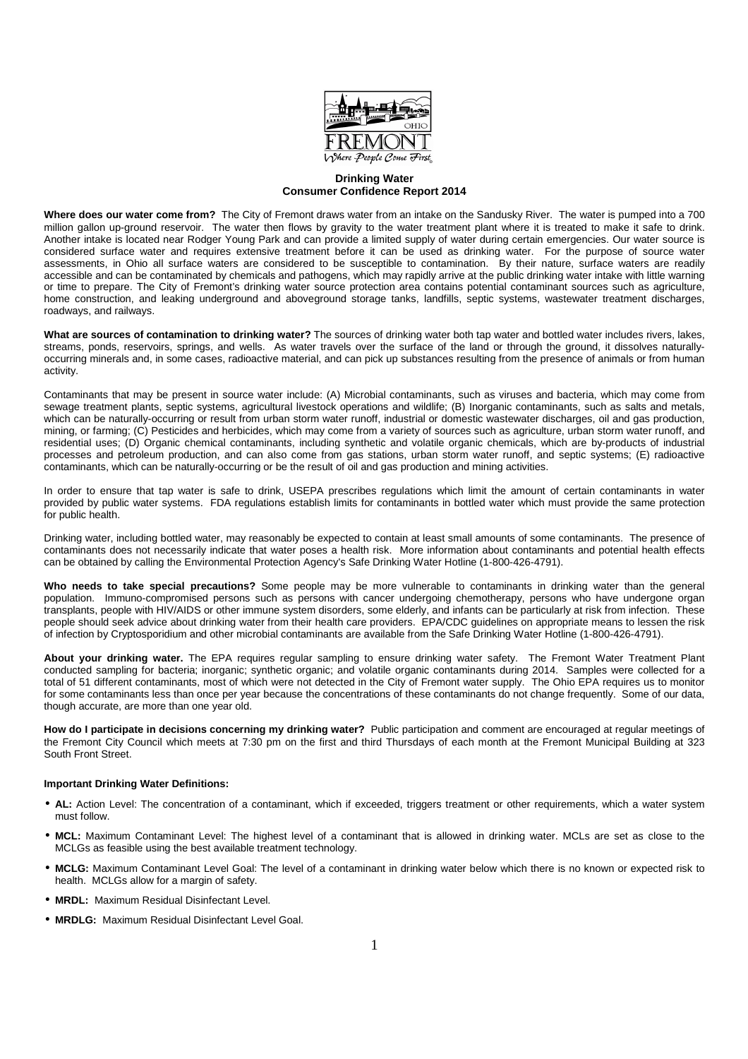# Drinking Water
## Consumer Confidence Report 2014

**Where does our water come from?** The City of Fremont draws water from an intake on the Sandusky River. The water is pumped into a 700 million gallon up-ground reservoir. The water then flows by gravity to the water treatment plant where it is treated to make it safe to drink. Another intake is located near Rodger Young Park and can provide a limited supply of water during certain emergencies. Our water source is considered surface water and requires extensive treatment before it can be used as drinking water. For the purpose of source water assessments, in Ohio all surface waters are considered to be susceptible to contamination. By their nature, surface waters are readily accessible and can be contaminated by chemicals and pathogens, which may rapidly arrive at the public drinking water intake with little warning or time to prepare. The City of Fremont's drinking water source protection area contains potential contaminant sources such as agriculture, home construction, and leaking underground and aboveground storage tanks, landfills, septic systems, wastewater treatment discharges, roadways, and railways.

**What are sources of contamination to drinking water?** The sources of drinking water both tap water and bottled water includes rivers, lakes, streams, ponds, reservoirs, springs, and wells. As water travels over the surface of the land or through the ground, it dissolves naturally-occurring minerals and, in some cases, radioactive material, and can pick up substances resulting from the presence of animals or from human activity.

Contaminants that may be present in source water include: (A) Microbial contaminants, such as viruses and bacteria, which may come from sewage treatment plants, septic systems, agricultural livestock operations and wildlife; (B) Inorganic contaminants, such as salts and metals, which can be naturally-occurring or result from urban storm water runoff, industrial or domestic wastewater discharges, oil and gas production, mining, or farming; (C) Pesticides and herbicides, which may come from a variety of sources such as agriculture, urban storm water runoff, and residential uses; (D) Organic chemical contaminants, including synthetic and volatile organic chemicals, which are by-products of industrial processes and petroleum production, and can also come from gas stations, urban storm water runoff, and septic systems; (E) radioactive contaminants, which can be naturally-occurring or be the result of oil and gas production and mining activities.

In order to ensure that tap water is safe to drink, USEPA prescribes regulations which limit the amount of certain contaminants in water provided by public water systems. FDA regulations establish limits for contaminants in bottled water which must provide the same protection for public health.

Drinking water, including bottled water, may reasonably be expected to contain at least small amounts of some contaminants. The presence of contaminants does not necessarily indicate that water poses a health risk. More information about contaminants and potential health effects can be obtained by calling the Environmental Protection Agency's Safe Drinking Water Hotline (1-800-426-4791).

**Who needs to take special precautions?** Some people may be more vulnerable to contaminants in drinking water than the general population. Immuno-compromised persons such as persons with cancer undergoing chemotherapy, persons who have undergone organ transplants, people with HIV/AIDS or other immune system disorders, some elderly, and infants can be particularly at risk from infection. These people should seek advice about drinking water from their health care providers. EPA/CDC guidelines on appropriate means to lessen the risk of infection by Cryptosporidium and other microbial contaminants are available from the Safe Drinking Water Hotline (1-800-426-4791).

**About your drinking water.** The EPA requires regular sampling to ensure drinking water safety. The Fremont Water Treatment Plant conducted sampling for bacteria; inorganic; synthetic organic; and volatile organic contaminants during 2014. Samples were collected for a total of 51 different contaminants, most of which were not detected in the City of Fremont water supply. The Ohio EPA requires us to monitor for some contaminants less than once per year because the concentrations of these contaminants do not change frequently. Some of our data, though accurate, are more than one year old.

**How do I participate in decisions concerning my drinking water?** Public participation and comment are encouraged at regular meetings of the Fremont City Council which meets at 7:30 pm on the first and third Thursdays of each month at the Fremont Municipal Building at 323 South Front Street.

**Important Drinking Water Definitions:**

- **AL:** Action Level: The concentration of a contaminant, which if exceeded, triggers treatment or other requirements, which a water system must follow.
- **MCL:** Maximum Contaminant Level: The highest level of a contaminant that is allowed in drinking water. MCLs are set as close to the MCLGs as feasible using the best available treatment technology.
- **MCLG:** Maximum Contaminant Level Goal: The level of a contaminant in drinking water below which there is no known or expected risk to health. MCLGs allow for a margin of safety.
- **MRDL:** Maximum Residual Disinfectant Level.
- **MRDLG:** Maximum Residual Disinfectant Level Goal.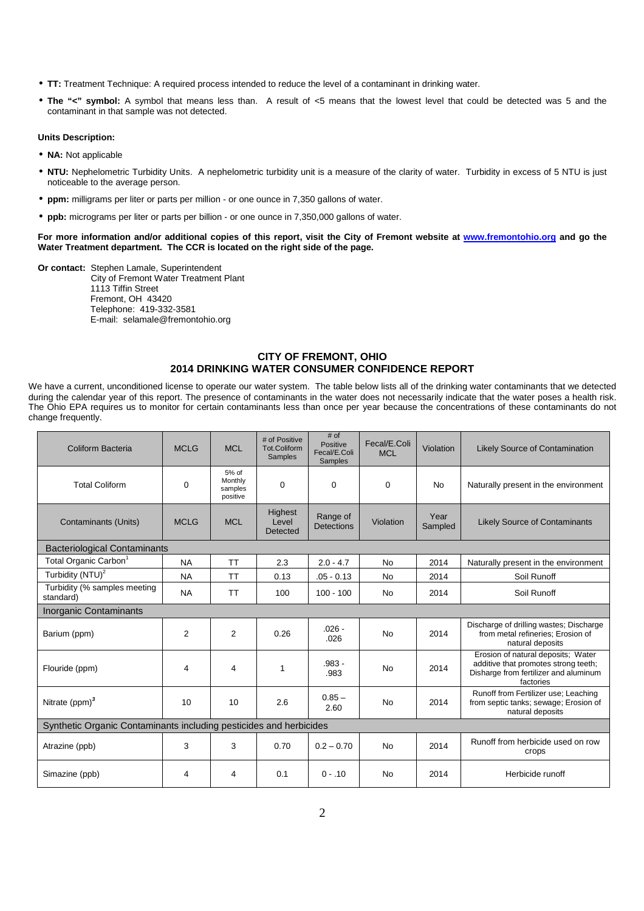- **TT:** Treatment Technique: A required process intended to reduce the level of a contaminant in drinking water.
- **The "<" symbol:** A symbol that means less than. A result of <5 means that the lowest level that could be detected was 5 and the contaminant in that sample was not detected.

**Units Description:**

- **NA:** Not applicable
- **NTU:** Nephelometric Turbidity Units. A nephelometric turbidity unit is a measure of the clarity of water. Turbidity in excess of 5 NTU is just noticeable to the average person.
- **ppm:** milligrams per liter or parts per million - or one ounce in 7,350 gallons of water.
- **ppb:** micrograms per liter or parts per billion - or one ounce in 7,350,000 gallons of water.

**For more information and/or additional copies of this report, visit the City of Fremont website at [www.fremontohio.org](http://www.fremontohio.org) and go the Water Treatment department. The CCR is located on the right side of the page.**

**Or contact:** Stephen Lamale, Superintendent
City of Fremont Water Treatment Plant
1113 Tiffin Street
Fremont, OH 43420
Telephone: 419-332-3581
E-mail: selamale@fremontohio.org

## CITY OF FREMONT, OHIO
## 2014 DRINKING WATER CONSUMER CONFIDENCE REPORT

We have a current, unconditioned license to operate our water system. The table below lists all of the drinking water contaminants that we detected during the calendar year of this report. The presence of contaminants in the water does not necessarily indicate that the water poses a health risk. The Ohio EPA requires us to monitor for certain contaminants less than once per year because the concentrations of these contaminants do not change frequently.

| Coliform Bacteria | MCLG | MCL | # of Positive Tot.Coliform Samples | # of Positive Fecal/E.Coli Samples | Fecal/E.Coli MCL | Violation | Likely Source of Contamination |
|---|---|---|---|---|---|---|---|
| Total Coliform | 0 | 5% of Monthly samples positive | 0 | 0 | 0 | No | Naturally present in the environment |
| **Contaminants (Units)** | **MCLG** | **MCL** | **Highest Level Detected** | **Range of Detections** | **Violation** | **Year Sampled** | **Likely Source of Contaminants** |
| Bacteriological Contaminants | | | | | | | |
| Total Organic Carbon[1] | NA | TT | 2.3 | 2.0 - 4.7 | No | 2014 | Naturally present in the environment |
| Turbidity (NTU)[2] | NA | TT | 0.13 | .05 - 0.13 | No | 2014 | Soil Runoff |
| Turbidity (% samples meeting standard) | NA | TT | 100 | 100 - 100 | No | 2014 | Soil Runoff |
| Inorganic Contaminants | | | | | | | |
| Barium (ppm) | 2 | 2 | 0.26 | .026 - .026 | No | 2014 | Discharge of drilling wastes; Discharge from metal refineries; Erosion of natural deposits |
| Flouride (ppm) | 4 | 4 | 1 | .983 - .983 | No | 2014 | Erosion of natural deposits; Water additive that promotes strong teeth; Disharge from fertilizer and aluminum factories |
| Nitrate (ppm)[3] | 10 | 10 | 2.6 | 0.85 – 2.60 | No | 2014 | Runoff from Fertilizer use; Leaching from septic tanks; sewage; Erosion of natural deposits |
| Synthetic Organic Contaminants including pesticides and herbicides | | | | | | | |
| Atrazine (ppb) | 3 | 3 | 0.70 | 0.2 – 0.70 | No | 2014 | Runoff from herbicide used on row crops |
| Simazine (ppb) | 4 | 4 | 0.1 | 0 - .10 | No | 2014 | Herbicide runoff |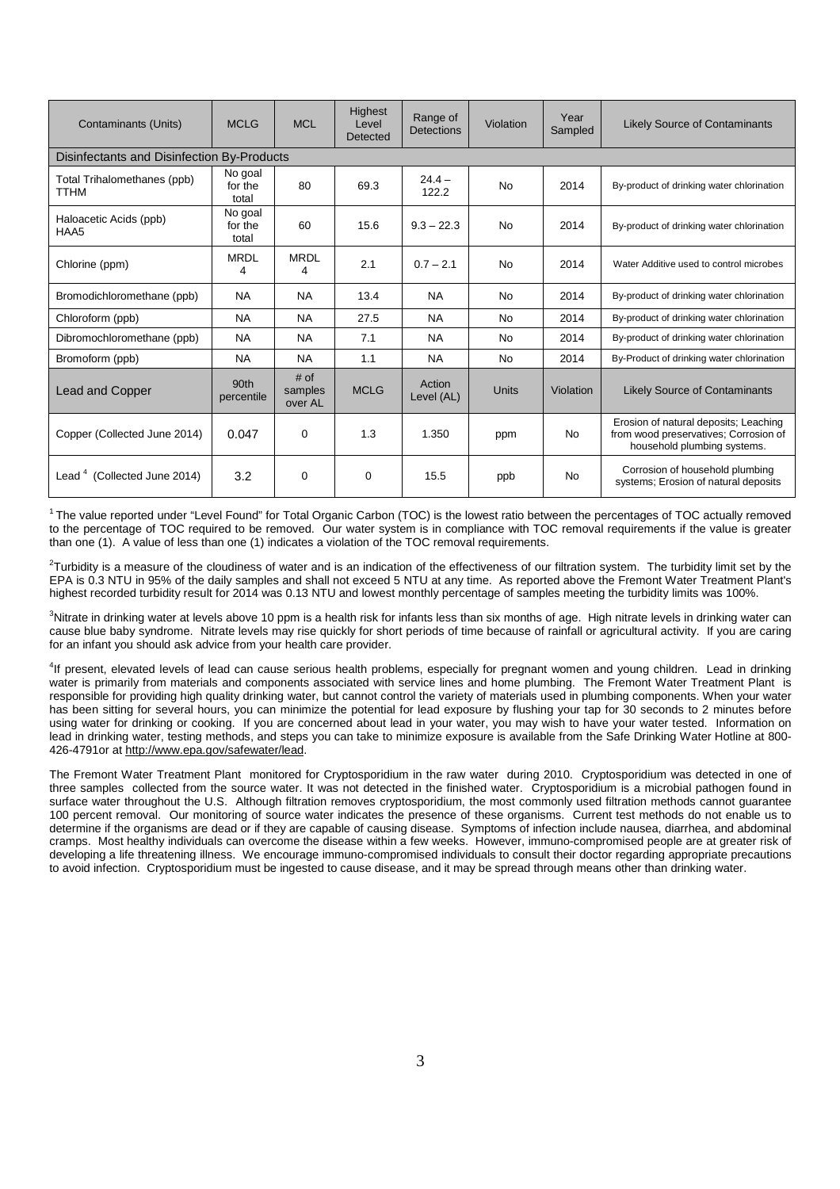| Contaminants (Units) | MCLG | MCL | Highest Level Detected | Range of Detections | Violation | Year Sampled | Likely Source of Contaminants |
|---|---|---|---|---|---|---|---|
| Disinfectants and Disinfection By-Products | | | | | | | |
| Total Trihalomethanes (ppb) TTHM | No goal for the total | 80 | 69.3 | 24.4 – 122.2 | No | 2014 | By-product of drinking water chlorination |
| Haloacetic Acids (ppb) HAA5 | No goal for the total | 60 | 15.6 | 9.3 – 22.3 | No | 2014 | By-product of drinking water chlorination |
| Chlorine (ppm) | MRDL 4 | MRDL 4 | 2.1 | 0.7 – 2.1 | No | 2014 | Water Additive used to control microbes |
| Bromodichloromethane (ppb) | NA | NA | 13.4 | NA | No | 2014 | By-product of drinking water chlorination |
| Chloroform (ppb) | NA | NA | 27.5 | NA | No | 2014 | By-product of drinking water chlorination |
| Dibromochloromethane (ppb) | NA | NA | 7.1 | NA | No | 2014 | By-product of drinking water chlorination |
| Bromoform (ppb) | NA | NA | 1.1 | NA | No | 2014 | By-Product of drinking water chlorination |
| Lead and Copper | 90th percentile | # of samples over AL | MCLG | Action Level (AL) | Units | Violation | Likely Source of Contaminants |
| Copper (Collected June 2014) | 0.047 | 0 | 1.3 | 1.350 | ppm | No | Erosion of natural deposits; Leaching from wood preservatives; Corrosion of household plumbing systems. |
| Lead [4] (Collected June 2014) | 3.2 | 0 | 0 | 15.5 | ppb | No | Corrosion of household plumbing systems; Erosion of natural deposits |

[1] The value reported under "Level Found" for Total Organic Carbon (TOC) is the lowest ratio between the percentages of TOC actually removed to the percentage of TOC required to be removed. Our water system is in compliance with TOC removal requirements if the value is greater than one (1). A value of less than one (1) indicates a violation of the TOC removal requirements.

[2] Turbidity is a measure of the cloudiness of water and is an indication of the effectiveness of our filtration system. The turbidity limit set by the EPA is 0.3 NTU in 95% of the daily samples and shall not exceed 5 NTU at any time. As reported above the Fremont Water Treatment Plant's highest recorded turbidity result for 2014 was 0.13 NTU and lowest monthly percentage of samples meeting the turbidity limits was 100%.

[3] Nitrate in drinking water at levels above 10 ppm is a health risk for infants less than six months of age. High nitrate levels in drinking water can cause blue baby syndrome. Nitrate levels may rise quickly for short periods of time because of rainfall or agricultural activity. If you are caring for an infant you should ask advice from your health care provider.

[4] If present, elevated levels of lead can cause serious health problems, especially for pregnant women and young children. Lead in drinking water is primarily from materials and components associated with service lines and home plumbing. The Fremont Water Treatment Plant is responsible for providing high quality drinking water, but cannot control the variety of materials used in plumbing components. When your water has been sitting for several hours, you can minimize the potential for lead exposure by flushing your tap for 30 seconds to 2 minutes before using water for drinking or cooking. If you are concerned about lead in your water, you may wish to have your water tested. Information on lead in drinking water, testing methods, and steps you can take to minimize exposure is available from the Safe Drinking Water Hotline at 800-426-4791or at http://www.epa.gov/safewater/lead.

The Fremont Water Treatment Plant monitored for Cryptosporidium in the raw water during 2010. Cryptosporidium was detected in one of three samples collected from the source water. It was not detected in the finished water. Cryptosporidium is a microbial pathogen found in surface water throughout the U.S. Although filtration removes cryptosporidium, the most commonly used filtration methods cannot guarantee 100 percent removal. Our monitoring of source water indicates the presence of these organisms. Current test methods do not enable us to determine if the organisms are dead or if they are capable of causing disease. Symptoms of infection include nausea, diarrhea, and abdominal cramps. Most healthy individuals can overcome the disease within a few weeks. However, immuno-compromised people are at greater risk of developing a life threatening illness. We encourage immuno-compromised individuals to consult their doctor regarding appropriate precautions to avoid infection. Cryptosporidium must be ingested to cause disease, and it may be spread through means other than drinking water.